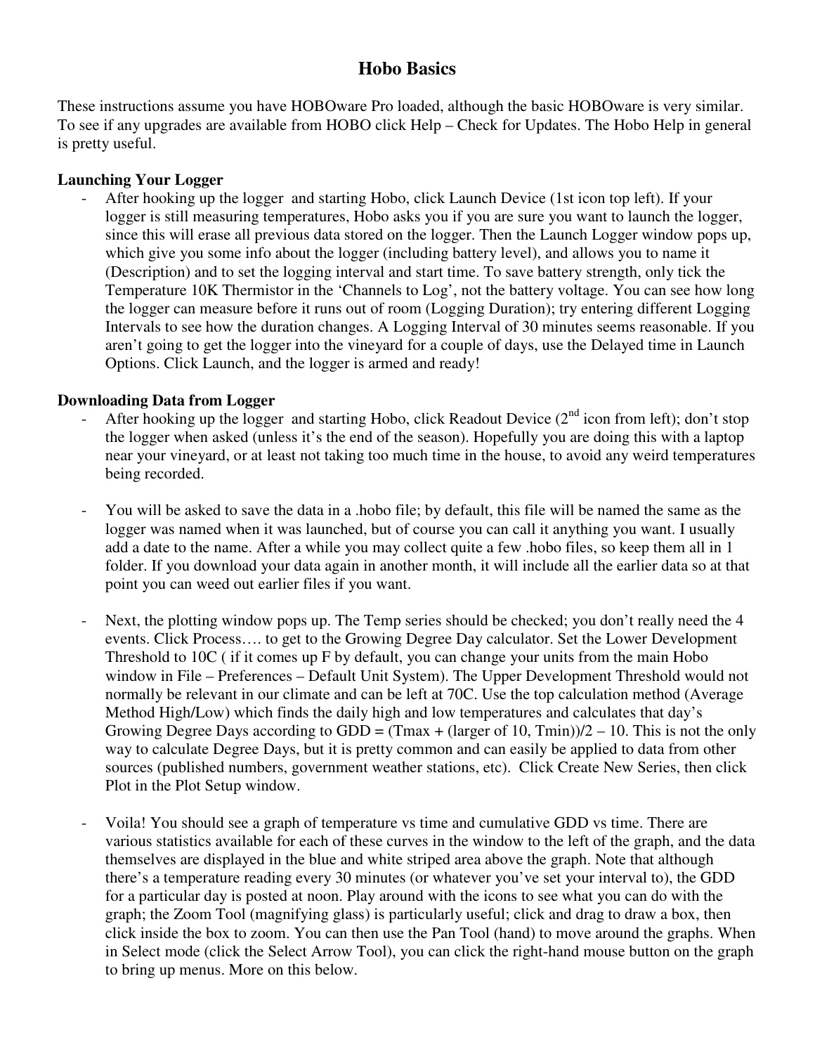# Hobo Basics

These instructions assume you have HOBOware Pro loaded, although the basic HOBOware is very similar. To see if any upgrades are available from HOBO click Help – Check for Updates. The Hobo Help in general is pretty useful.

**Launching Your Logger**

- After hooking up the logger and starting Hobo, click Launch Device (1st icon top left). If your logger is still measuring temperatures, Hobo asks you if you are sure you want to launch the logger, since this will erase all previous data stored on the logger. Then the Launch Logger window pops up, which give you some info about the logger (including battery level), and allows you to name it (Description) and to set the logging interval and start time. To save battery strength, only tick the Temperature 10K Thermistor in the 'Channels to Log', not the battery voltage. You can see how long the logger can measure before it runs out of room (Logging Duration); try entering different Logging Intervals to see how the duration changes. A Logging Interval of 30 minutes seems reasonable. If you aren't going to get the logger into the vineyard for a couple of days, use the Delayed time in Launch Options. Click Launch, and the logger is armed and ready!

**Downloading Data from Logger**

- After hooking up the logger and starting Hobo, click Readout Device (2nd icon from left); don't stop the logger when asked (unless it's the end of the season). Hopefully you are doing this with a laptop near your vineyard, or at least not taking too much time in the house, to avoid any weird temperatures being recorded.

- You will be asked to save the data in a .hobo file; by default, this file will be named the same as the logger was named when it was launched, but of course you can call it anything you want. I usually add a date to the name. After a while you may collect quite a few .hobo files, so keep them all in 1 folder. If you download your data again in another month, it will include all the earlier data so at that point you can weed out earlier files if you want.

- Next, the plotting window pops up. The Temp series should be checked; you don't really need the 4 events. Click Process…. to get to the Growing Degree Day calculator. Set the Lower Development Threshold to 10C ( if it comes up F by default, you can change your units from the main Hobo window in File – Preferences – Default Unit System). The Upper Development Threshold would not normally be relevant in our climate and can be left at 70C. Use the top calculation method (Average Method High/Low) which finds the daily high and low temperatures and calculates that day's Growing Degree Days according to GDD = (Tmax + (larger of 10, Tmin))/2 – 10. This is not the only way to calculate Degree Days, but it is pretty common and can easily be applied to data from other sources (published numbers, government weather stations, etc). Click Create New Series, then click Plot in the Plot Setup window.

- Voila! You should see a graph of temperature vs time and cumulative GDD vs time. There are various statistics available for each of these curves in the window to the left of the graph, and the data themselves are displayed in the blue and white striped area above the graph. Note that although there's a temperature reading every 30 minutes (or whatever you've set your interval to), the GDD for a particular day is posted at noon. Play around with the icons to see what you can do with the graph; the Zoom Tool (magnifying glass) is particularly useful; click and drag to draw a box, then click inside the box to zoom. You can then use the Pan Tool (hand) to move around the graphs. When in Select mode (click the Select Arrow Tool), you can click the right-hand mouse button on the graph to bring up menus. More on this below.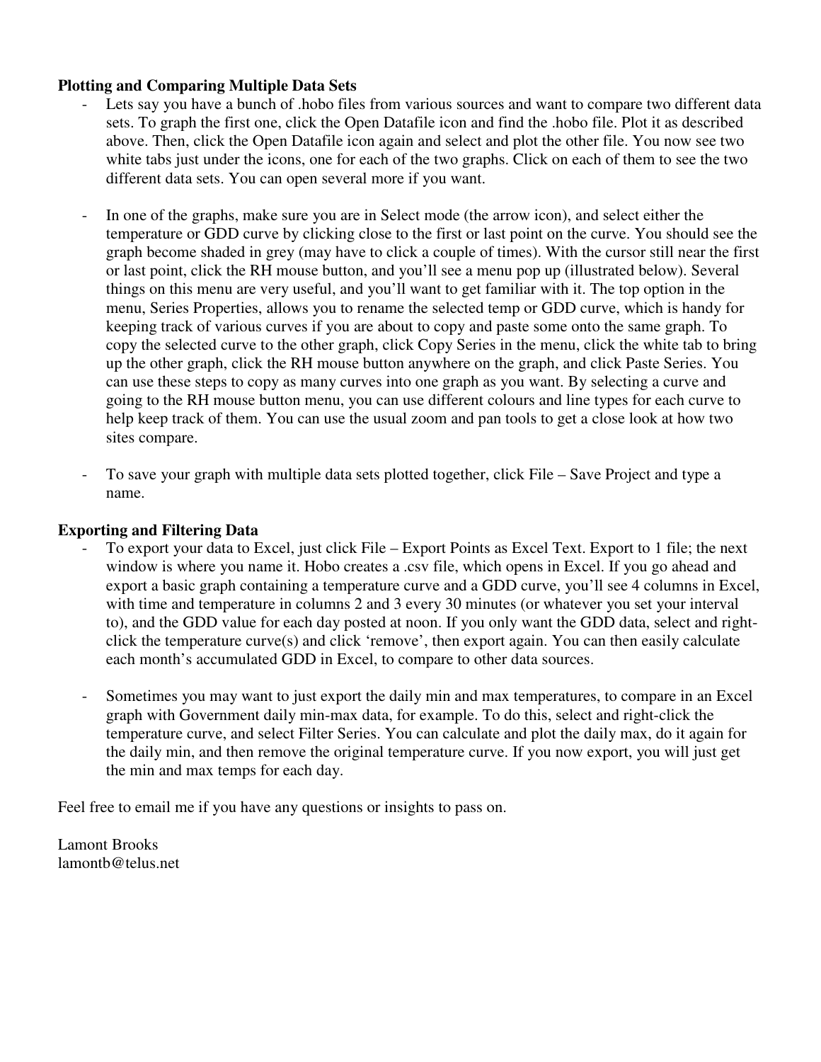**Plotting and Comparing Multiple Data Sets**

- Lets say you have a bunch of .hobo files from various sources and want to compare two different data sets. To graph the first one, click the Open Datafile icon and find the .hobo file. Plot it as described above. Then, click the Open Datafile icon again and select and plot the other file. You now see two white tabs just under the icons, one for each of the two graphs. Click on each of them to see the two different data sets. You can open several more if you want.

- In one of the graphs, make sure you are in Select mode (the arrow icon), and select either the temperature or GDD curve by clicking close to the first or last point on the curve. You should see the graph become shaded in grey (may have to click a couple of times). With the cursor still near the first or last point, click the RH mouse button, and you'll see a menu pop up (illustrated below). Several things on this menu are very useful, and you'll want to get familiar with it. The top option in the menu, Series Properties, allows you to rename the selected temp or GDD curve, which is handy for keeping track of various curves if you are about to copy and paste some onto the same graph. To copy the selected curve to the other graph, click Copy Series in the menu, click the white tab to bring up the other graph, click the RH mouse button anywhere on the graph, and click Paste Series. You can use these steps to copy as many curves into one graph as you want. By selecting a curve and going to the RH mouse button menu, you can use different colours and line types for each curve to help keep track of them. You can use the usual zoom and pan tools to get a close look at how two sites compare.

- To save your graph with multiple data sets plotted together, click File – Save Project and type a name.

**Exporting and Filtering Data**

- To export your data to Excel, just click File – Export Points as Excel Text. Export to 1 file; the next window is where you name it. Hobo creates a .csv file, which opens in Excel. If you go ahead and export a basic graph containing a temperature curve and a GDD curve, you'll see 4 columns in Excel, with time and temperature in columns 2 and 3 every 30 minutes (or whatever you set your interval to), and the GDD value for each day posted at noon. If you only want the GDD data, select and right-click the temperature curve(s) and click 'remove', then export again. You can then easily calculate each month's accumulated GDD in Excel, to compare to other data sources.

- Sometimes you may want to just export the daily min and max temperatures, to compare in an Excel graph with Government daily min-max data, for example. To do this, select and right-click the temperature curve, and select Filter Series. You can calculate and plot the daily max, do it again for the daily min, and then remove the original temperature curve. If you now export, you will just get the min and max temps for each day.

Feel free to email me if you have any questions or insights to pass on.

Lamont Brooks
lamontb@telus.net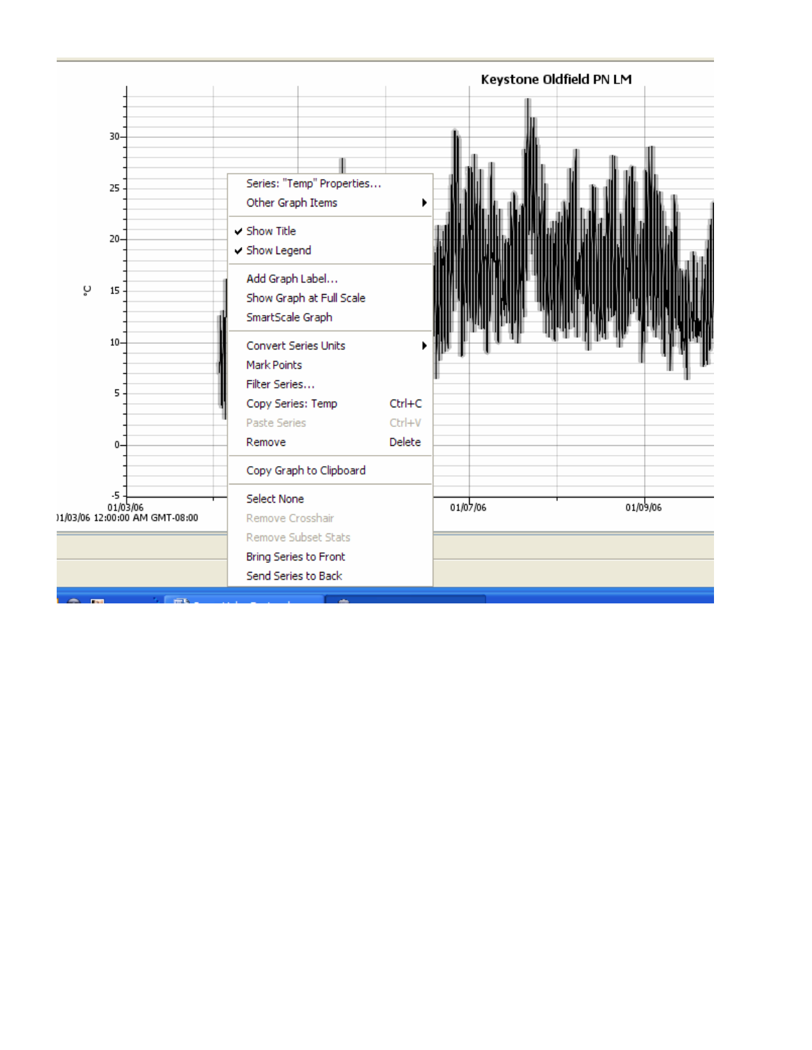Keystone Oldfield PN LM

30
25
20
15
10
5
0
-5

°C

01/03/06
01/03/06 12:00:00 AM GMT-08:00

01/07/06

01/09/06

Series: "Temp" Properties...
Other Graph Items
✔ Show Title
✔ Show Legend
Add Graph Label...
Show Graph at Full Scale
SmartScale Graph
Convert Series Units
Mark Points
Filter Series...
Copy Series: Temp Ctrl+C
Paste Series Ctrl+V
Remove Delete
Copy Graph to Clipboard
Select None
Remove Crosshair
Remove Subset Stats
Bring Series to Front
Send Series to Back